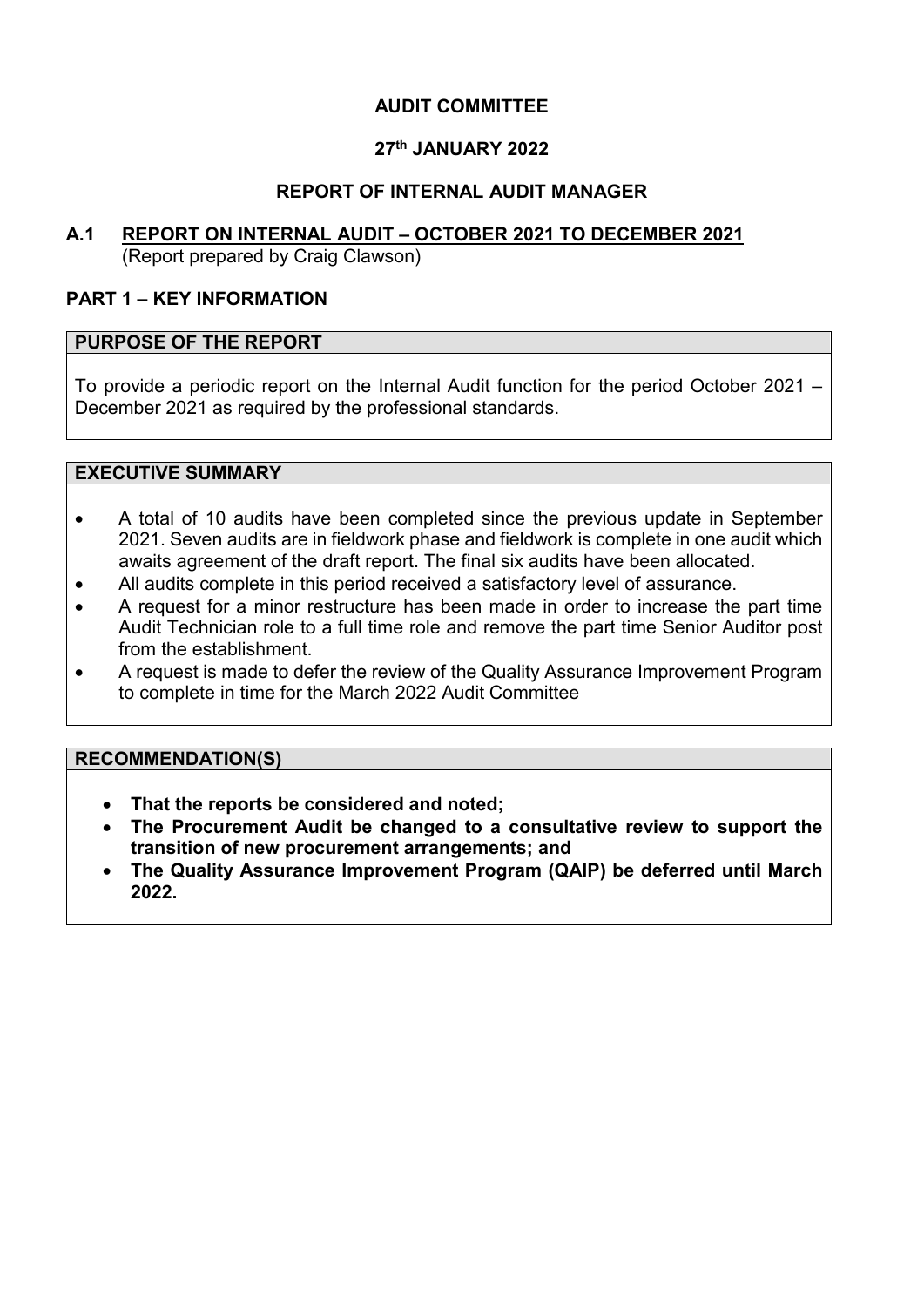# AUDIT COMMITTEE

## 27th JANUARY 2022

## REPORT OF INTERNAL AUDIT MANAGER

### A.1 REPORT ON INTERNAL AUDIT – OCTOBER 2021 TO DECEMBER 2021

(Report prepared by Craig Clawson)

## PART 1 – KEY INFORMATION

### PURPOSE OF THE REPORT

To provide a periodic report on the Internal Audit function for the period October 2021 – December 2021 as required by the professional standards.

### EXECUTIVE SUMMARY

- A total of 10 audits have been completed since the previous update in September 2021. Seven audits are in fieldwork phase and fieldwork is complete in one audit which awaits agreement of the draft report. The final six audits have been allocated.
- All audits complete in this period received a satisfactory level of assurance.
- A request for a minor restructure has been made in order to increase the part time Audit Technician role to a full time role and remove the part time Senior Auditor post from the establishment.
- A request is made to defer the review of the Quality Assurance Improvement Program to complete in time for the March 2022 Audit Committee

### RECOMMENDATION(S)

- **That the reports be considered and noted;**
- **The Procurement Audit be changed to a consultative review to support the transition of new procurement arrangements; and**
- **The Quality Assurance Improvement Program (QAIP) be deferred until March 2022.**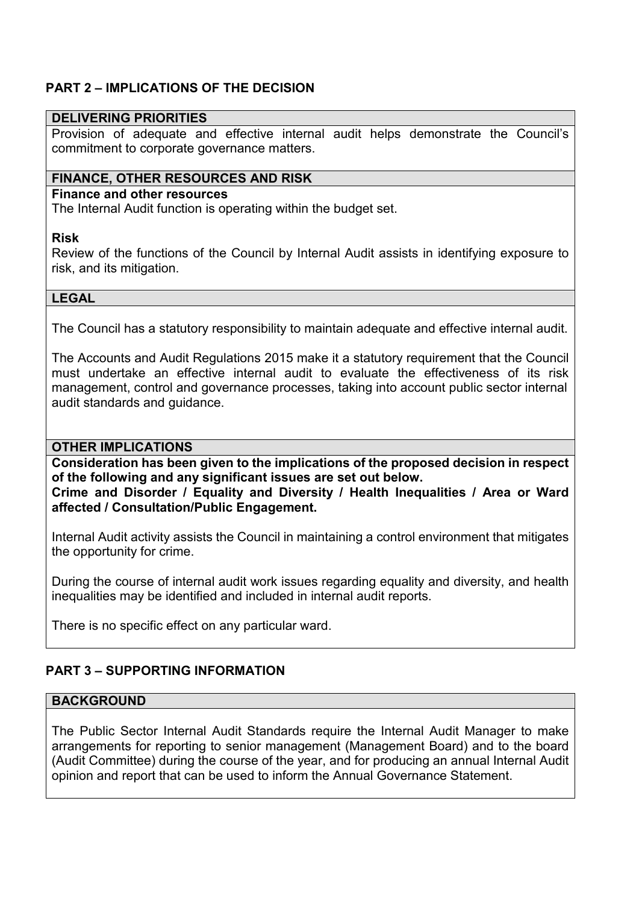## PART 2 – IMPLICATIONS OF THE DECISION

### DELIVERING PRIORITIES

Provision of adequate and effective internal audit helps demonstrate the Council's commitment to corporate governance matters.

### FINANCE, OTHER RESOURCES AND RISK

**Finance and other resources**

The Internal Audit function is operating within the budget set.

**Risk**

Review of the functions of the Council by Internal Audit assists in identifying exposure to risk, and its mitigation.

### LEGAL

The Council has a statutory responsibility to maintain adequate and effective internal audit.

The Accounts and Audit Regulations 2015 make it a statutory requirement that the Council must undertake an effective internal audit to evaluate the effectiveness of its risk management, control and governance processes, taking into account public sector internal audit standards and guidance.

### OTHER IMPLICATIONS

**Consideration has been given to the implications of the proposed decision in respect of the following and any significant issues are set out below.**

**Crime and Disorder / Equality and Diversity / Health Inequalities / Area or Ward affected / Consultation/Public Engagement.**

Internal Audit activity assists the Council in maintaining a control environment that mitigates the opportunity for crime.

During the course of internal audit work issues regarding equality and diversity, and health inequalities may be identified and included in internal audit reports.

There is no specific effect on any particular ward.

## PART 3 – SUPPORTING INFORMATION

### BACKGROUND

The Public Sector Internal Audit Standards require the Internal Audit Manager to make arrangements for reporting to senior management (Management Board) and to the board (Audit Committee) during the course of the year, and for producing an annual Internal Audit opinion and report that can be used to inform the Annual Governance Statement.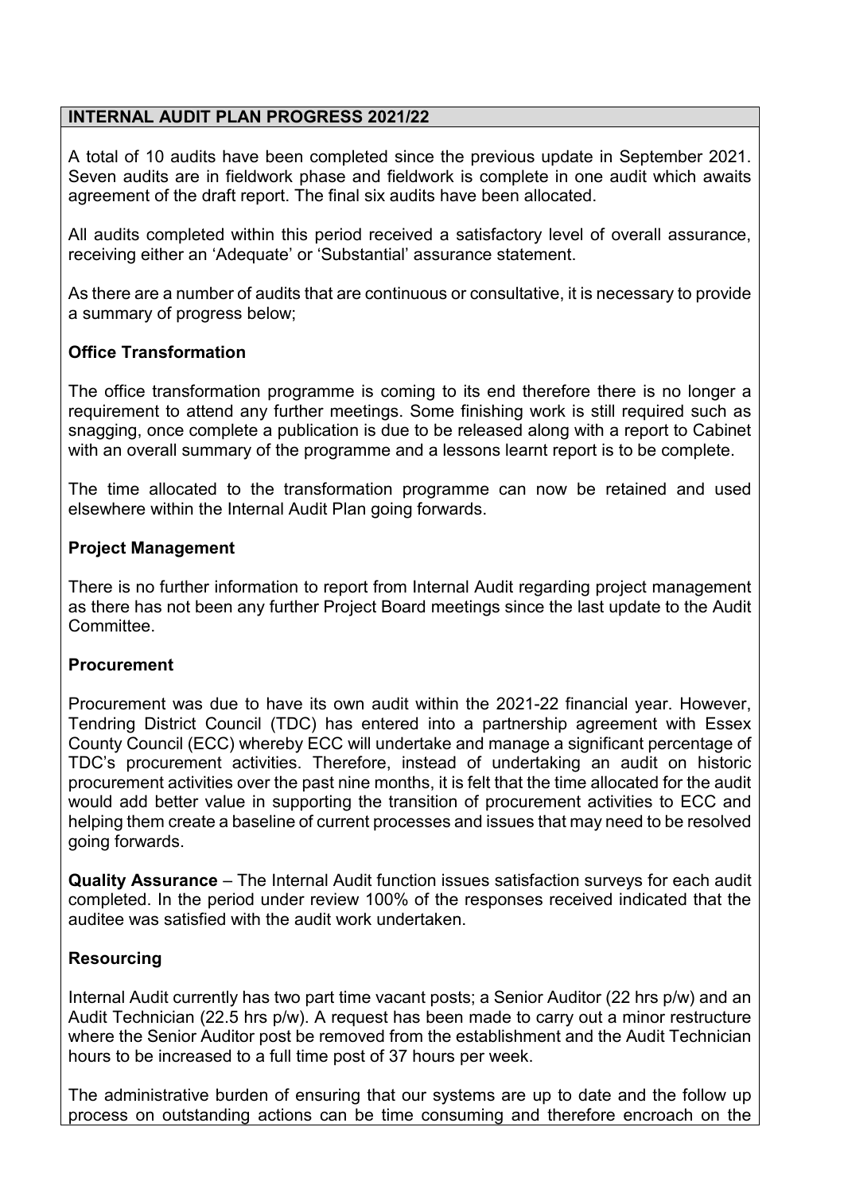## INTERNAL AUDIT PLAN PROGRESS 2021/22

A total of 10 audits have been completed since the previous update in September 2021. Seven audits are in fieldwork phase and fieldwork is complete in one audit which awaits agreement of the draft report. The final six audits have been allocated.

All audits completed within this period received a satisfactory level of overall assurance, receiving either an 'Adequate' or 'Substantial' assurance statement.

As there are a number of audits that are continuous or consultative, it is necessary to provide a summary of progress below;

### Office Transformation

The office transformation programme is coming to its end therefore there is no longer a requirement to attend any further meetings. Some finishing work is still required such as snagging, once complete a publication is due to be released along with a report to Cabinet with an overall summary of the programme and a lessons learnt report is to be complete.

The time allocated to the transformation programme can now be retained and used elsewhere within the Internal Audit Plan going forwards.

### Project Management

There is no further information to report from Internal Audit regarding project management as there has not been any further Project Board meetings since the last update to the Audit Committee.

### Procurement

Procurement was due to have its own audit within the 2021-22 financial year. However, Tendring District Council (TDC) has entered into a partnership agreement with Essex County Council (ECC) whereby ECC will undertake and manage a significant percentage of TDC's procurement activities. Therefore, instead of undertaking an audit on historic procurement activities over the past nine months, it is felt that the time allocated for the audit would add better value in supporting the transition of procurement activities to ECC and helping them create a baseline of current processes and issues that may need to be resolved going forwards.

**Quality Assurance** – The Internal Audit function issues satisfaction surveys for each audit completed. In the period under review 100% of the responses received indicated that the auditee was satisfied with the audit work undertaken.

### Resourcing

Internal Audit currently has two part time vacant posts; a Senior Auditor (22 hrs p/w) and an Audit Technician (22.5 hrs p/w). A request has been made to carry out a minor restructure where the Senior Auditor post be removed from the establishment and the Audit Technician hours to be increased to a full time post of 37 hours per week.

The administrative burden of ensuring that our systems are up to date and the follow up process on outstanding actions can be time consuming and therefore encroach on the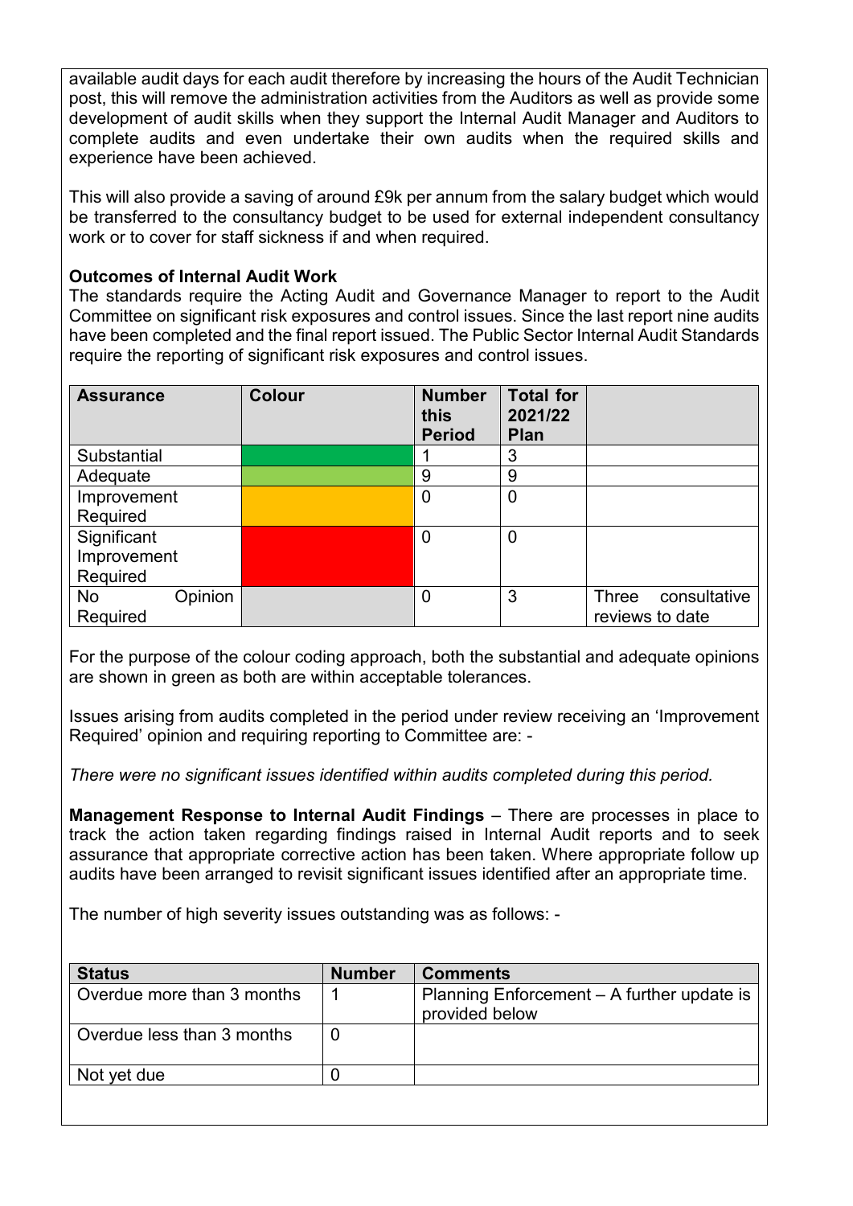available audit days for each audit therefore by increasing the hours of the Audit Technician post, this will remove the administration activities from the Auditors as well as provide some development of audit skills when they support the Internal Audit Manager and Auditors to complete audits and even undertake their own audits when the required skills and experience have been achieved.

This will also provide a saving of around £9k per annum from the salary budget which would be transferred to the consultancy budget to be used for external independent consultancy work or to cover for staff sickness if and when required.

**Outcomes of Internal Audit Work**

The standards require the Acting Audit and Governance Manager to report to the Audit Committee on significant risk exposures and control issues. Since the last report nine audits have been completed and the final report issued. The Public Sector Internal Audit Standards require the reporting of significant risk exposures and control issues.

| Assurance | Colour | Number this Period | Total for 2021/22 Plan | |
|---|---|---|---|---|
| Substantial | | 1 | 3 | |
| Adequate | | 9 | 9 | |
| Improvement Required | | 0 | 0 | |
| Significant Improvement Required | | 0 | 0 | |
| No Opinion Required | | 0 | 3 | Three consultative reviews to date |

For the purpose of the colour coding approach, both the substantial and adequate opinions are shown in green as both are within acceptable tolerances.

Issues arising from audits completed in the period under review receiving an 'Improvement Required' opinion and requiring reporting to Committee are: -

*There were no significant issues identified within audits completed during this period.*

**Management Response to Internal Audit Findings** – There are processes in place to track the action taken regarding findings raised in Internal Audit reports and to seek assurance that appropriate corrective action has been taken. Where appropriate follow up audits have been arranged to revisit significant issues identified after an appropriate time.

The number of high severity issues outstanding was as follows: -

| Status | Number | Comments |
|---|---|---|
| Overdue more than 3 months | 1 | Planning Enforcement – A further update is provided below |
| Overdue less than 3 months | 0 | |
| Not yet due | 0 | |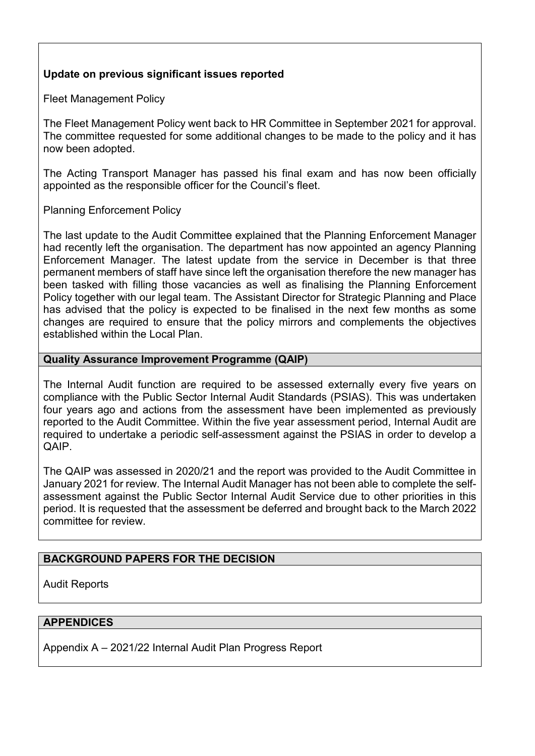**Update on previous significant issues reported**

Fleet Management Policy

The Fleet Management Policy went back to HR Committee in September 2021 for approval. The committee requested for some additional changes to be made to the policy and it has now been adopted.

The Acting Transport Manager has passed his final exam and has now been officially appointed as the responsible officer for the Council's fleet.

Planning Enforcement Policy

The last update to the Audit Committee explained that the Planning Enforcement Manager had recently left the organisation. The department has now appointed an agency Planning Enforcement Manager. The latest update from the service in December is that three permanent members of staff have since left the organisation therefore the new manager has been tasked with filling those vacancies as well as finalising the Planning Enforcement Policy together with our legal team. The Assistant Director for Strategic Planning and Place has advised that the policy is expected to be finalised in the next few months as some changes are required to ensure that the policy mirrors and complements the objectives established within the Local Plan.

## Quality Assurance Improvement Programme (QAIP)

The Internal Audit function are required to be assessed externally every five years on compliance with the Public Sector Internal Audit Standards (PSIAS). This was undertaken four years ago and actions from the assessment have been implemented as previously reported to the Audit Committee. Within the five year assessment period, Internal Audit are required to undertake a periodic self-assessment against the PSIAS in order to develop a QAIP.

The QAIP was assessed in 2020/21 and the report was provided to the Audit Committee in January 2021 for review. The Internal Audit Manager has not been able to complete the self-assessment against the Public Sector Internal Audit Service due to other priorities in this period. It is requested that the assessment be deferred and brought back to the March 2022 committee for review.

## BACKGROUND PAPERS FOR THE DECISION

Audit Reports

## APPENDICES

Appendix A – 2021/22 Internal Audit Plan Progress Report